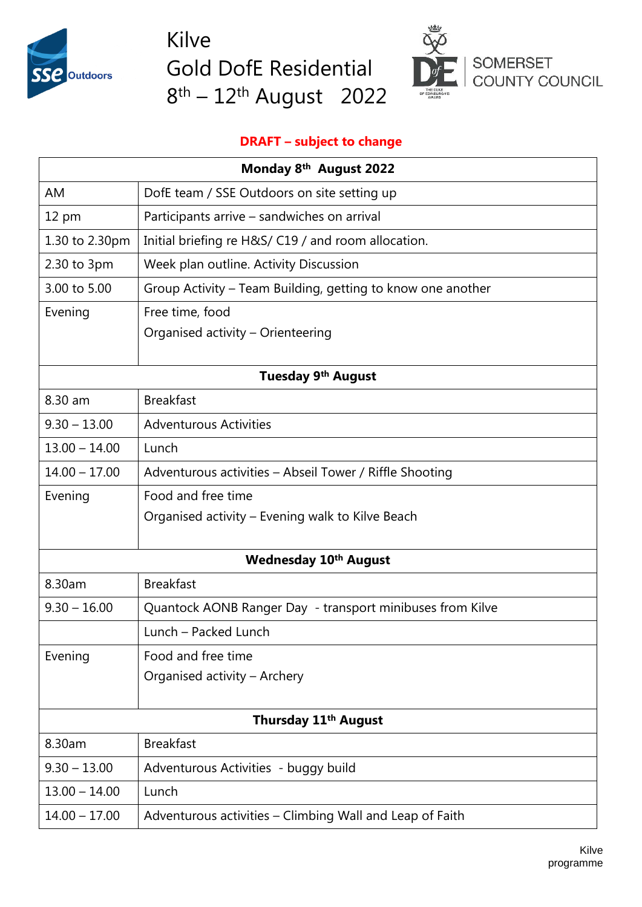# Kilve Gold DofE Residential 8th – 12th August 2022

SSE Outdoors | SOMERSET COUNTY COUNCIL

**DRAFT – subject to change**

| **Monday 8th August 2022** | |
|---|---|
| AM | DofE team / SSE Outdoors on site setting up |
| 12 pm | Participants arrive – sandwiches on arrival |
| 1.30 to 2.30pm | Initial briefing re H&S/ C19 / and room allocation. |
| 2.30 to 3pm | Week plan outline. Activity Discussion |
| 3.00 to 5.00 | Group Activity – Team Building, getting to know one another |
| Evening | Free time, food<br>Organised activity – Orienteering |
| **Tuesday 9th August** | |
| 8.30 am | Breakfast |
| 9.30 – 13.00 | Adventurous Activities |
| 13.00 – 14.00 | Lunch |
| 14.00 – 17.00 | Adventurous activities – Abseil Tower / Riffle Shooting |
| Evening | Food and free time<br>Organised activity – Evening walk to Kilve Beach |
| **Wednesday 10th August** | |
| 8.30am | Breakfast |
| 9.30 – 16.00 | Quantock AONB Ranger Day - transport minibuses from Kilve |
| | Lunch – Packed Lunch |
| Evening | Food and free time<br>Organised activity – Archery |
| **Thursday 11th August** | |
| 8.30am | Breakfast |
| 9.30 – 13.00 | Adventurous Activities - buggy build |
| 13.00 – 14.00 | Lunch |
| 14.00 – 17.00 | Adventurous activities – Climbing Wall and Leap of Faith |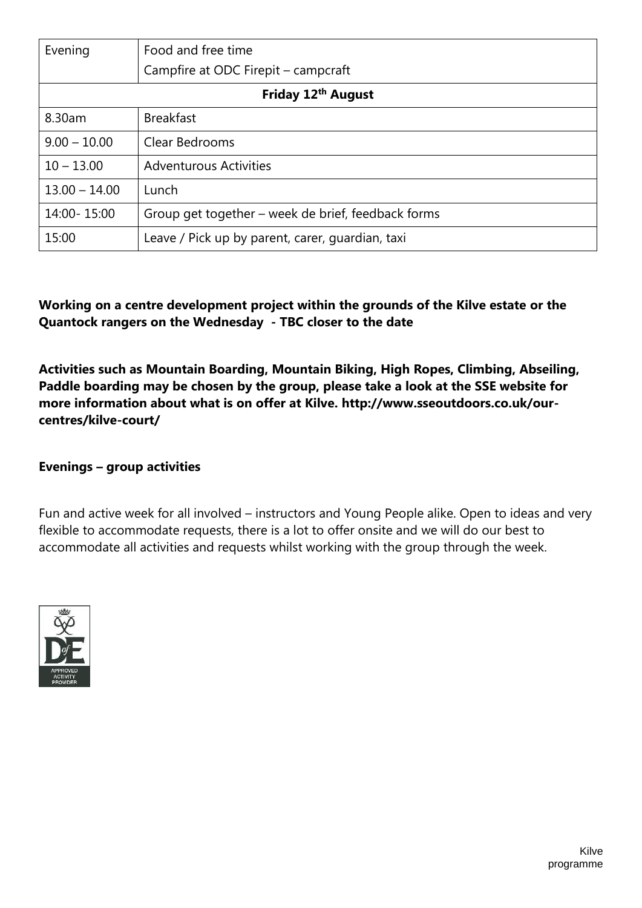| | |
|---|---|
| Evening | Food and free time<br>Campfire at ODC Firepit – campcraft |
| **Friday 12th August** | |
| 8.30am | Breakfast |
| 9.00 – 10.00 | Clear Bedrooms |
| 10 – 13.00 | Adventurous Activities |
| 13.00 – 14.00 | Lunch |
| 14:00- 15:00 | Group get together – week de brief, feedback forms |
| 15:00 | Leave / Pick up by parent, carer, guardian, taxi |

**Working on a centre development project within the grounds of the Kilve estate or the Quantock rangers on the Wednesday - TBC closer to the date**

**Activities such as Mountain Boarding, Mountain Biking, High Ropes, Climbing, Abseiling, Paddle boarding may be chosen by the group, please take a look at the SSE website for more information about what is on offer at Kilve. http://www.sseoutdoors.co.uk/our-centres/kilve-court/**

**Evenings – group activities**

Fun and active week for all involved – instructors and Young People alike. Open to ideas and very flexible to accommodate requests, there is a lot to offer onsite and we will do our best to accommodate all activities and requests whilst working with the group through the week.

DofE APPROVED ACTIVITY PROVIDER